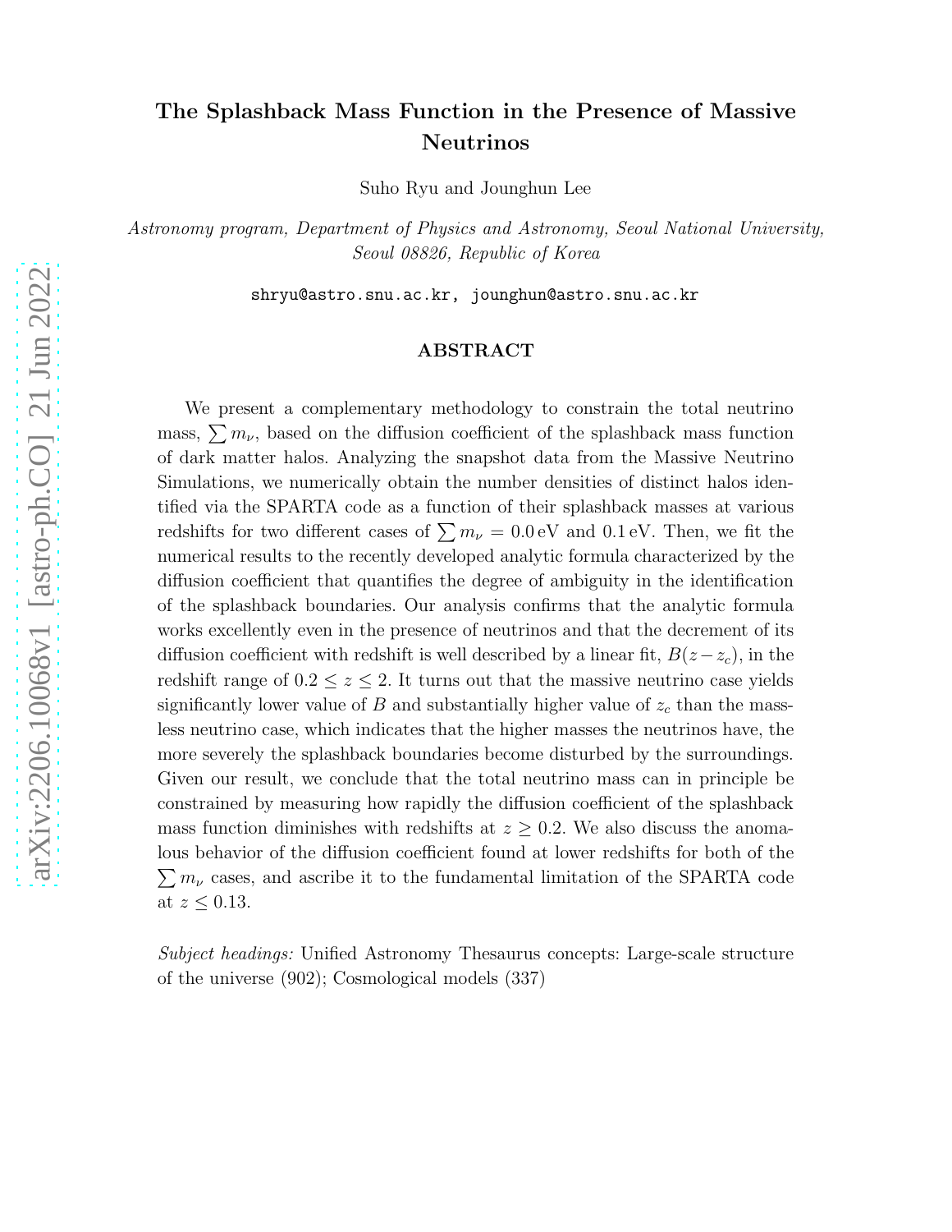# The Splashback Mass Function in the Presence of Massive Neutrinos

Suho Ryu and Jounghun Lee

*Astronomy program, Department of Physics and Astronomy, Seoul National University, Seoul 08826, Republic of Korea*

shryu@astro.snu.ac.kr, jounghun@astro.snu.ac.kr

## ABSTRACT

We present a complementary methodology to constrain the total neutrino mass, $\sum m_\nu$, based on the diffusion coefficient of the splashback mass function of dark matter halos. Analyzing the snapshot data from the Massive Neutrino Simulations, we numerically obtain the number densities of distinct halos identified via the SPARTA code as a function of their splashback masses at various redshifts for two different cases of $\sum m_\nu = 0.0\,\mathrm{eV}$ and $0.1\,\mathrm{eV}$. Then, we fit the numerical results to the recently developed analytic formula characterized by the diffusion coefficient that quantifies the degree of ambiguity in the identification of the splashback boundaries. Our analysis confirms that the analytic formula works excellently even in the presence of neutrinos and that the decrement of its diffusion coefficient with redshift is well described by a linear fit, $B(z-z_c)$, in the redshift range of $0.2 \le z \le 2$. It turns out that the massive neutrino case yields significantly lower value of $B$ and substantially higher value of $z_c$ than the massless neutrino case, which indicates that the higher masses the neutrinos have, the more severely the splashback boundaries become disturbed by the surroundings. Given our result, we conclude that the total neutrino mass can in principle be constrained by measuring how rapidly the diffusion coefficient of the splashback mass function diminishes with redshifts at $z \ge 0.2$. We also discuss the anomalous behavior of the diffusion coefficient found at lower redshifts for both of the $\sum m_\nu$ cases, and ascribe it to the fundamental limitation of the SPARTA code at $z \le 0.13$.

*Subject headings:* Unified Astronomy Thesaurus concepts: Large-scale structure of the universe (902); Cosmological models (337)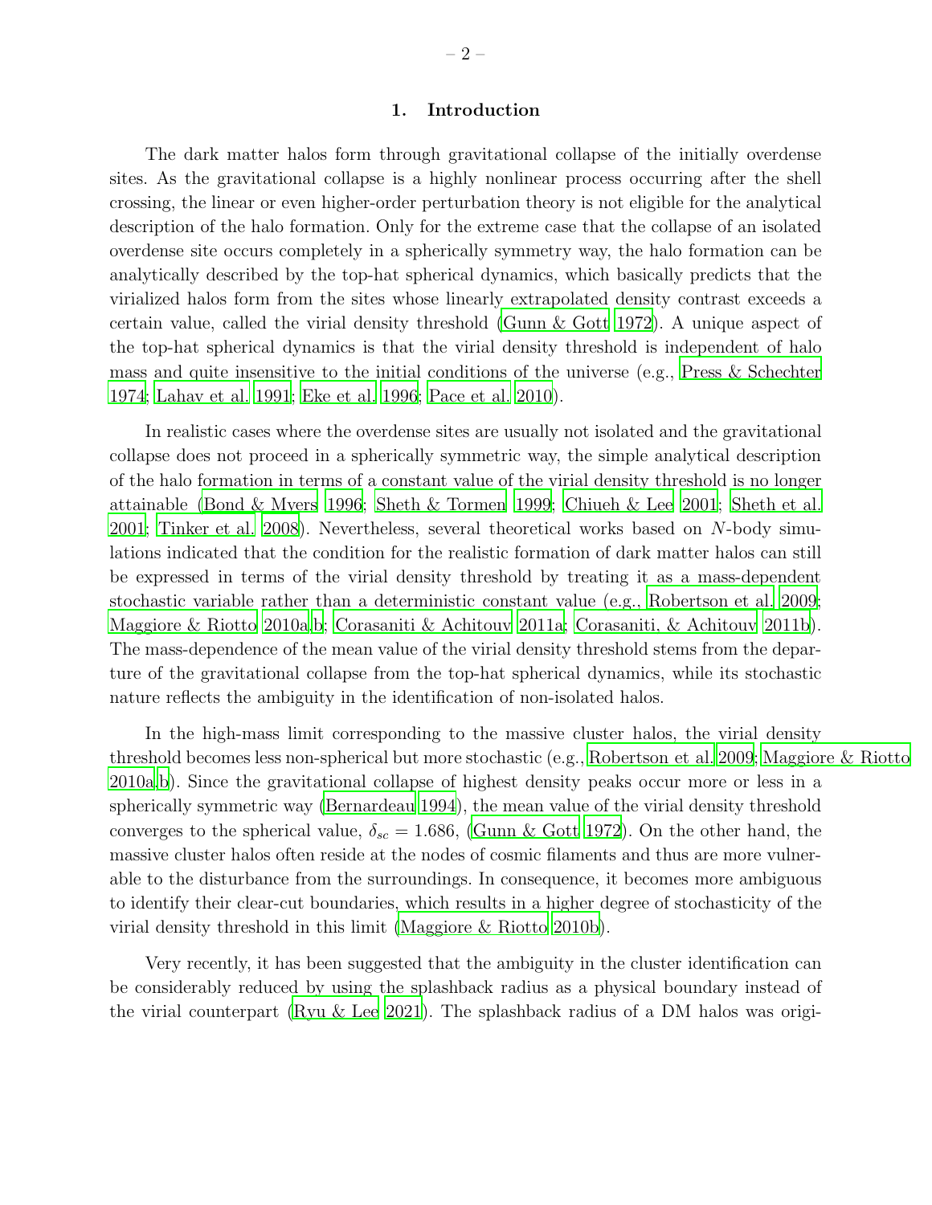## 1. Introduction

The dark matter halos form through gravitational collapse of the initially overdense sites. As the gravitational collapse is a highly nonlinear process occurring after the shell crossing, the linear or even higher-order perturbation theory is not eligible for the analytical description of the halo formation. Only for the extreme case that the collapse of an isolated overdense site occurs completely in a spherically symmetry way, the halo formation can be analytically described by the top-hat spherical dynamics, which basically predicts that the virialized halos form from the sites whose linearly extrapolated density contrast exceeds a certain value, called the virial density threshold (Gunn & Gott 1972). A unique aspect of the top-hat spherical dynamics is that the virial density threshold is independent of halo mass and quite insensitive to the initial conditions of the universe (e.g., Press & Schechter 1974; Lahav et al. 1991; Eke et al. 1996; Pace et al. 2010).

In realistic cases where the overdense sites are usually not isolated and the gravitational collapse does not proceed in a spherically symmetric way, the simple analytical description of the halo formation in terms of a constant value of the virial density threshold is no longer attainable (Bond & Myers 1996; Sheth & Tormen 1999; Chiueh & Lee 2001; Sheth et al. 2001; Tinker et al. 2008). Nevertheless, several theoretical works based on $N$-body simulations indicated that the condition for the realistic formation of dark matter halos can still be expressed in terms of the virial density threshold by treating it as a mass-dependent stochastic variable rather than a deterministic constant value (e.g., Robertson et al. 2009; Maggiore & Riotto 2010a,b; Corasaniti & Achitouv 2011a; Corasaniti, & Achitouv 2011b). The mass-dependence of the mean value of the virial density threshold stems from the departure of the gravitational collapse from the top-hat spherical dynamics, while its stochastic nature reflects the ambiguity in the identification of non-isolated halos.

In the high-mass limit corresponding to the massive cluster halos, the virial density threshold becomes less non-spherical but more stochastic (e.g., Robertson et al. 2009; Maggiore & Riotto 2010a,b). Since the gravitational collapse of highest density peaks occur more or less in a spherically symmetric way (Bernardeau 1994), the mean value of the virial density threshold converges to the spherical value, $\delta_{sc} = 1.686$, (Gunn & Gott 1972). On the other hand, the massive cluster halos often reside at the nodes of cosmic filaments and thus are more vulnerable to the disturbance from the surroundings. In consequence, it becomes more ambiguous to identify their clear-cut boundaries, which results in a higher degree of stochasticity of the virial density threshold in this limit (Maggiore & Riotto 2010b).

Very recently, it has been suggested that the ambiguity in the cluster identification can be considerably reduced by using the splashback radius as a physical boundary instead of the virial counterpart (Ryu & Lee 2021). The splashback radius of a DM halos was origi-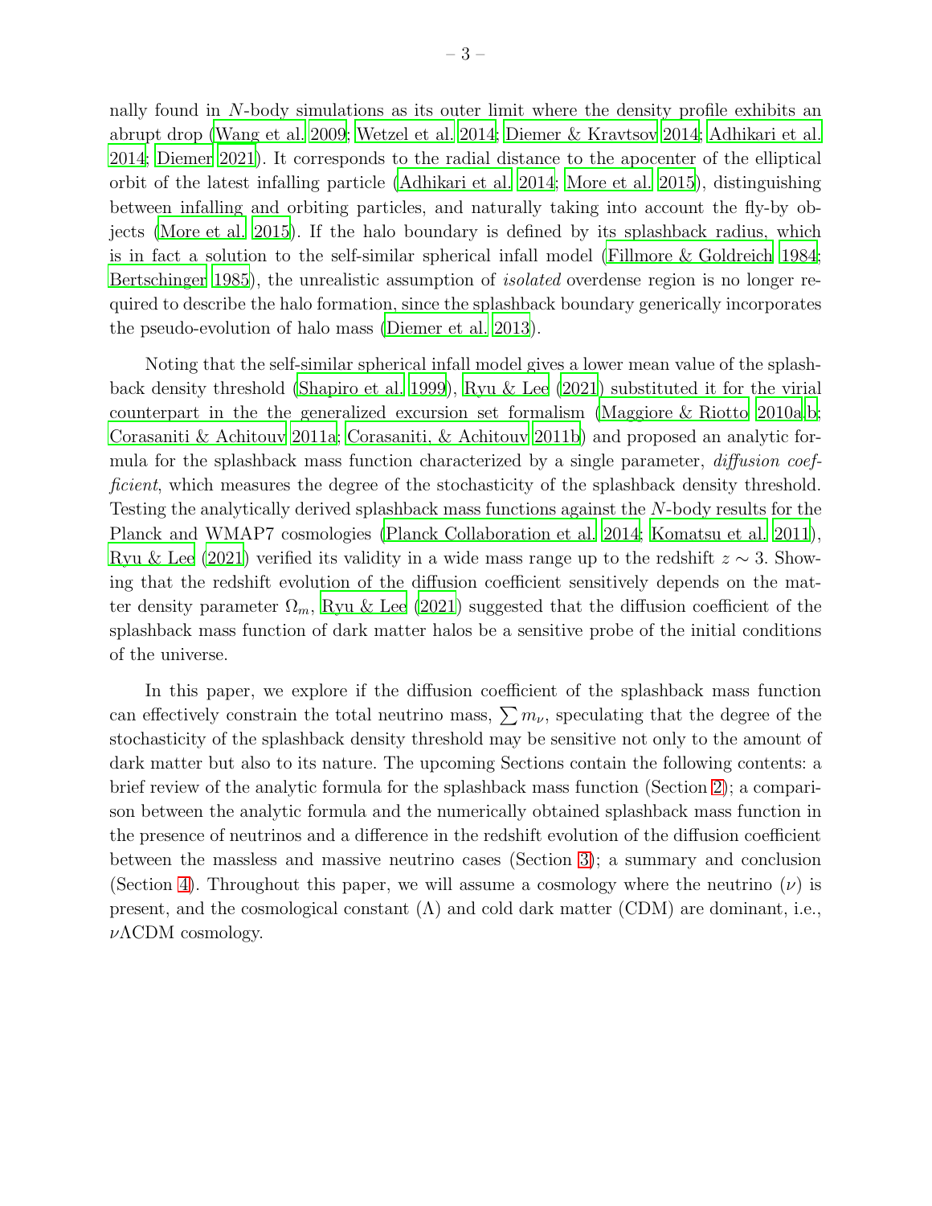nally found in $N$-body simulations as its outer limit where the density profile exhibits an abrupt drop (Wang et al. 2009; Wetzel et al. 2014; Diemer & Kravtsov 2014; Adhikari et al. 2014; Diemer 2021). It corresponds to the radial distance to the apocenter of the elliptical orbit of the latest infalling particle (Adhikari et al. 2014; More et al. 2015), distinguishing between infalling and orbiting particles, and naturally taking into account the fly-by objects (More et al. 2015). If the halo boundary is defined by its splashback radius, which is in fact a solution to the self-similar spherical infall model (Fillmore & Goldreich 1984; Bertschinger 1985), the unrealistic assumption of *isolated* overdense region is no longer required to describe the halo formation, since the splashback boundary generically incorporates the pseudo-evolution of halo mass (Diemer et al. 2013).

Noting that the self-similar spherical infall model gives a lower mean value of the splashback density threshold (Shapiro et al. 1999), Ryu & Lee (2021) substituted it for the virial counterpart in the the generalized excursion set formalism (Maggiore & Riotto 2010a,b; Corasaniti & Achitouv 2011a; Corasaniti, & Achitouv 2011b) and proposed an analytic formula for the splashback mass function characterized by a single parameter, *diffusion coefficient*, which measures the degree of the stochasticity of the splashback density threshold. Testing the analytically derived splashback mass functions against the $N$-body results for the Planck and WMAP7 cosmologies (Planck Collaboration et al. 2014; Komatsu et al. 2011), Ryu & Lee (2021) verified its validity in a wide mass range up to the redshift $z \sim 3$. Showing that the redshift evolution of the diffusion coefficient sensitively depends on the matter density parameter $\Omega_m$, Ryu & Lee (2021) suggested that the diffusion coefficient of the splashback mass function of dark matter halos be a sensitive probe of the initial conditions of the universe.

In this paper, we explore if the diffusion coefficient of the splashback mass function can effectively constrain the total neutrino mass, $\sum m_\nu$, speculating that the degree of the stochasticity of the splashback density threshold may be sensitive not only to the amount of dark matter but also to its nature. The upcoming Sections contain the following contents: a brief review of the analytic formula for the splashback mass function (Section 2); a comparison between the analytic formula and the numerically obtained splashback mass function in the presence of neutrinos and a difference in the redshift evolution of the diffusion coefficient between the massless and massive neutrino cases (Section 3); a summary and conclusion (Section 4). Throughout this paper, we will assume a cosmology where the neutrino ($\nu$) is present, and the cosmological constant ($\Lambda$) and cold dark matter (CDM) are dominant, i.e., $\nu\Lambda$CDM cosmology.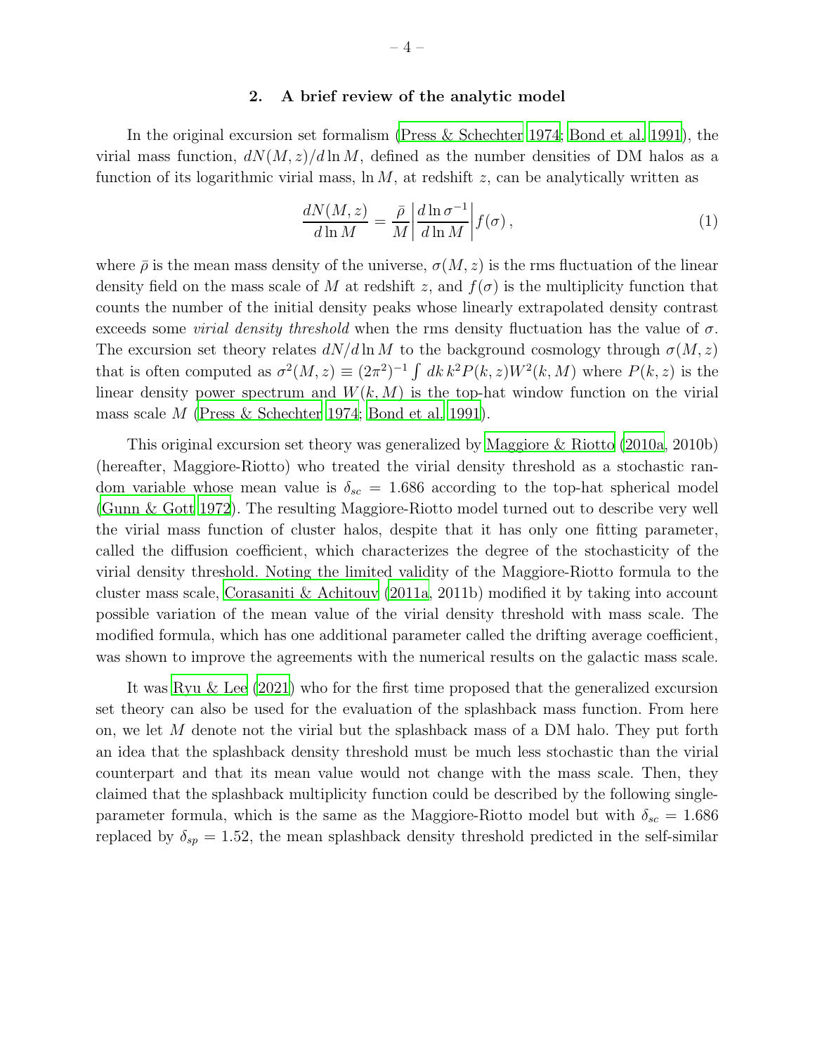## 2. A brief review of the analytic model

In the original excursion set formalism (Press & Schechter 1974; Bond et al. 1991), the virial mass function, $dN(M,z)/d\ln M$, defined as the number densities of DM halos as a function of its logarithmic virial mass, $\ln M$, at redshift $z$, can be analytically written as

$$\frac{dN(M,z)}{d\ln M} = \frac{\bar{\rho}}{M}\left|\frac{d\ln\sigma^{-1}}{d\ln M}\right| f(\sigma)\,, \tag{1}$$

where $\bar{\rho}$ is the mean mass density of the universe, $\sigma(M,z)$ is the rms fluctuation of the linear density field on the mass scale of $M$ at redshift $z$, and $f(\sigma)$ is the multiplicity function that counts the number of the initial density peaks whose linearly extrapolated density contrast exceeds some *virial density threshold* when the rms density fluctuation has the value of $\sigma$. The excursion set theory relates $dN/d\ln M$ to the background cosmology through $\sigma(M,z)$ that is often computed as $\sigma^2(M,z) \equiv (2\pi^2)^{-1}\int dk\, k^2 P(k,z) W^2(k,M)$ where $P(k,z)$ is the linear density power spectrum and $W(k,M)$ is the top-hat window function on the virial mass scale $M$ (Press & Schechter 1974; Bond et al. 1991).

This original excursion set theory was generalized by Maggiore & Riotto (2010a, 2010b) (hereafter, Maggiore-Riotto) who treated the virial density threshold as a stochastic random variable whose mean value is $\delta_{sc} = 1.686$ according to the top-hat spherical model (Gunn & Gott 1972). The resulting Maggiore-Riotto model turned out to describe very well the virial mass function of cluster halos, despite that it has only one fitting parameter, called the diffusion coefficient, which characterizes the degree of the stochasticity of the virial density threshold. Noting the limited validity of the Maggiore-Riotto formula to the cluster mass scale, Corasaniti & Achitouv (2011a, 2011b) modified it by taking into account possible variation of the mean value of the virial density threshold with mass scale. The modified formula, which has one additional parameter called the drifting average coefficient, was shown to improve the agreements with the numerical results on the galactic mass scale.

It was Ryu & Lee (2021) who for the first time proposed that the generalized excursion set theory can also be used for the evaluation of the splashback mass function. From here on, we let $M$ denote not the virial but the splashback mass of a DM halo. They put forth an idea that the splashback density threshold must be much less stochastic than the virial counterpart and that its mean value would not change with the mass scale. Then, they claimed that the splashback multiplicity function could be described by the following single-parameter formula, which is the same as the Maggiore-Riotto model but with $\delta_{sc} = 1.686$ replaced by $\delta_{sp} = 1.52$, the mean splashback density threshold predicted in the self-similar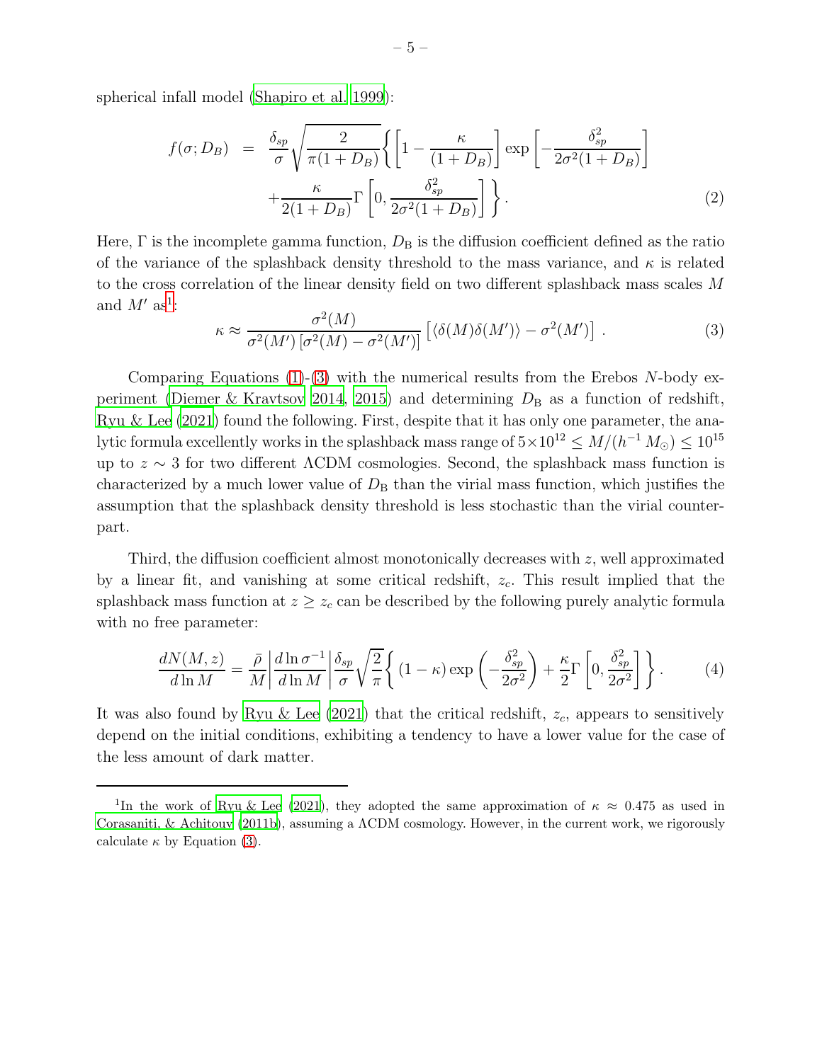spherical infall model (Shapiro et al. 1999):

$$
\begin{aligned}
f(\sigma; D_B) &= \frac{\delta_{sp}}{\sigma}\sqrt{\frac{2}{\pi(1+D_B)}}\left\{\left[1-\frac{\kappa}{(1+D_B)}\right]\exp\left[-\frac{\delta_{sp}^2}{2\sigma^2(1+D_B)}\right]\right. \\
&\left. +\frac{\kappa}{2(1+D_B)}\Gamma\left[0, \frac{\delta_{sp}^2}{2\sigma^2(1+D_B)}\right]\right\}. \qquad (2)
\end{aligned}
$$

Here, $\Gamma$ is the incomplete gamma function, $D_{\rm B}$ is the diffusion coefficient defined as the ratio of the variance of the splashback density threshold to the mass variance, and $\kappa$ is related to the cross correlation of the linear density field on two different splashback mass scales $M$ and $M'$ as[1]:

$$
\kappa \approx \frac{\sigma^2(M)}{\sigma^2(M')\left[\sigma^2(M)-\sigma^2(M')\right]}\left[\langle\delta(M)\delta(M')\rangle - \sigma^2(M')\right]. \qquad (3)
$$

Comparing Equations (1)-(3) with the numerical results from the Erebos $N$-body experiment (Diemer & Kravtsov 2014, 2015) and determining $D_{\rm B}$ as a function of redshift, Ryu & Lee (2021) found the following. First, despite that it has only one parameter, the analytic formula excellently works in the splashback mass range of $5\times10^{12} \le M/(h^{-1}\,M_{\odot}) \le 10^{15}$ up to $z \sim 3$ for two different $\Lambda$CDM cosmologies. Second, the splashback mass function is characterized by a much lower value of $D_{\rm B}$ than the virial mass function, which justifies the assumption that the splashback density threshold is less stochastic than the virial counterpart.

Third, the diffusion coefficient almost monotonically decreases with $z$, well approximated by a linear fit, and vanishing at some critical redshift, $z_c$. This result implied that the splashback mass function at $z \ge z_c$ can be described by the following purely analytic formula with no free parameter:

$$
\frac{dN(M,z)}{d\ln M} = \frac{\bar{\rho}}{M}\left|\frac{d\ln\sigma^{-1}}{d\ln M}\right|\frac{\delta_{sp}}{\sigma}\sqrt{\frac{2}{\pi}}\left\{(1-\kappa)\exp\left(-\frac{\delta_{sp}^2}{2\sigma^2}\right)+\frac{\kappa}{2}\Gamma\left[0, \frac{\delta_{sp}^2}{2\sigma^2}\right]\right\}. \qquad (4)
$$

It was also found by Ryu & Lee (2021) that the critical redshift, $z_c$, appears to sensitively depend on the initial conditions, exhibiting a tendency to have a lower value for the case of the less amount of dark matter.

[1] In the work of Ryu & Lee (2021), they adopted the same approximation of $\kappa \approx 0.475$ as used in Corasaniti, & Achitouv (2011b), assuming a $\Lambda$CDM cosmology. However, in the current work, we rigorously calculate $\kappa$ by Equation (3).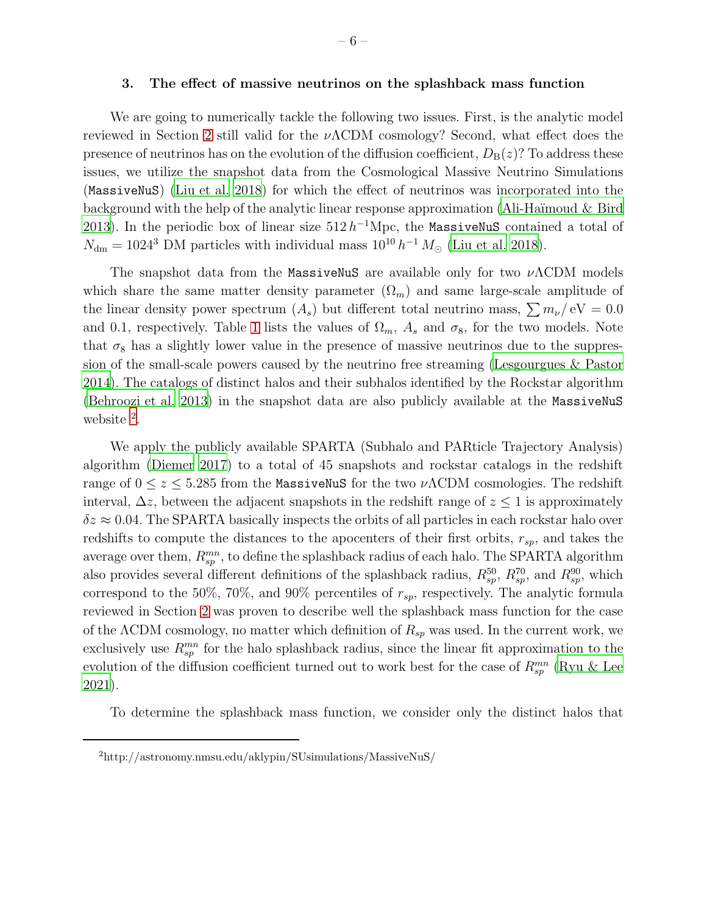## 3. The effect of massive neutrinos on the splashback mass function

We are going to numerically tackle the following two issues. First, is the analytic model reviewed in Section 2 still valid for the $\nu\Lambda$CDM cosmology? Second, what effect does the presence of neutrinos has on the evolution of the diffusion coefficient, $D_{\rm B}(z)$? To address these issues, we utilize the snapshot data from the Cosmological Massive Neutrino Simulations (`MassiveNuS`) (Liu et al. 2018) for which the effect of neutrinos was incorporated into the background with the help of the analytic linear response approximation (Ali-Haïmoud & Bird 2013). In the periodic box of linear size $512\,h^{-1}$Mpc, the `MassiveNuS` contained a total of $N_{\rm dm} = 1024^3$ DM particles with individual mass $10^{10}\,h^{-1}\,M_\odot$ (Liu et al. 2018).

The snapshot data from the `MassiveNuS` are available only for two $\nu\Lambda$CDM models which share the same matter density parameter ($\Omega_m$) and same large-scale amplitude of the linear density power spectrum ($A_s$) but different total neutrino mass, $\sum m_\nu/\,{\rm eV} = 0.0$ and 0.1, respectively. Table 1 lists the values of $\Omega_m$, $A_s$ and $\sigma_8$, for the two models. Note that $\sigma_8$ has a slightly lower value in the presence of massive neutrinos due to the suppression of the small-scale powers caused by the neutrino free streaming (Lesgourgues & Pastor 2014). The catalogs of distinct halos and their subhalos identified by the Rockstar algorithm (Behroozi et al. 2013) in the snapshot data are also publicly available at the `MassiveNuS` website [2].

We apply the publicly available SPARTA (Subhalo and PARticle Trajectory Analysis) algorithm (Diemer 2017) to a total of 45 snapshots and rockstar catalogs in the redshift range of $0 \le z \le 5.285$ from the `MassiveNuS` for the two $\nu\Lambda$CDM cosmologies. The redshift interval, $\Delta z$, between the adjacent snapshots in the redshift range of $z \le 1$ is approximately $\delta z \approx 0.04$. The SPARTA basically inspects the orbits of all particles in each rockstar halo over redshifts to compute the distances to the apocenters of their first orbits, $r_{sp}$, and takes the average over them, $R^{mn}_{sp}$, to define the splashback radius of each halo. The SPARTA algorithm also provides several different definitions of the splashback radius, $R^{50}_{sp}$, $R^{70}_{sp}$, and $R^{90}_{sp}$, which correspond to the 50%, 70%, and 90% percentiles of $r_{sp}$, respectively. The analytic formula reviewed in Section 2 was proven to describe well the splashback mass function for the case of the $\Lambda$CDM cosmology, no matter which definition of $R_{sp}$ was used. In the current work, we exclusively use $R^{mn}_{sp}$ for the halo splashback radius, since the linear fit approximation to the evolution of the diffusion coefficient turned out to work best for the case of $R^{mn}_{sp}$ (Ryu & Lee 2021).

To determine the splashback mass function, we consider only the distinct halos that

[2] http://astronomy.nmsu.edu/aklypin/SUsimulations/MassiveNuS/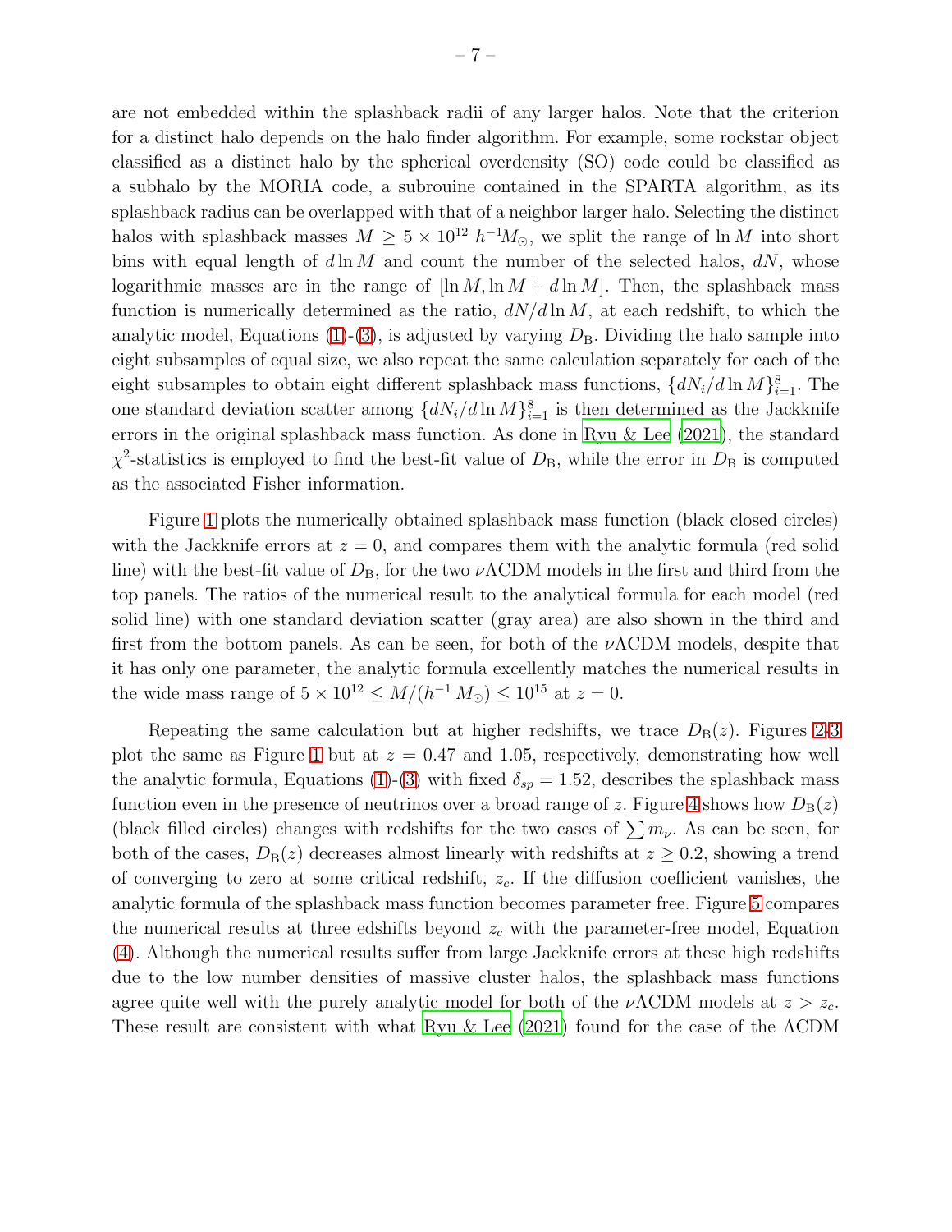are not embedded within the splashback radii of any larger halos. Note that the criterion for a distinct halo depends on the halo finder algorithm. For example, some rockstar object classified as a distinct halo by the spherical overdensity (SO) code could be classified as a subhalo by the MORIA code, a subrouine contained in the SPARTA algorithm, as its splashback radius can be overlapped with that of a neighbor larger halo. Selecting the distinct halos with splashback masses $M \geq 5 \times 10^{12}\ h^{-1}M_{\odot}$, we split the range of $\ln M$ into short bins with equal length of $d\ln M$ and count the number of the selected halos, $dN$, whose logarithmic masses are in the range of $[\ln M, \ln M + d\ln M]$. Then, the splashback mass function is numerically determined as the ratio, $dN/d\ln M$, at each redshift, to which the analytic model, Equations (1)-(3), is adjusted by varying $D_{\rm B}$. Dividing the halo sample into eight subsamples of equal size, we also repeat the same calculation separately for each of the eight subsamples to obtain eight different splashback mass functions, $\{dN_i/d\ln M\}_{i=1}^{8}$. The one standard deviation scatter among $\{dN_i/d\ln M\}_{i=1}^{8}$ is then determined as the Jackknife errors in the original splashback mass function. As done in Ryu & Lee (2021), the standard $\chi^2$-statistics is employed to find the best-fit value of $D_{\rm B}$, while the error in $D_{\rm B}$ is computed as the associated Fisher information.

Figure 1 plots the numerically obtained splashback mass function (black closed circles) with the Jackknife errors at $z = 0$, and compares them with the analytic formula (red solid line) with the best-fit value of $D_{\rm B}$, for the two $\nu\Lambda$CDM models in the first and third from the top panels. The ratios of the numerical result to the analytical formula for each model (red solid line) with one standard deviation scatter (gray area) are also shown in the third and first from the bottom panels. As can be seen, for both of the $\nu\Lambda$CDM models, despite that it has only one parameter, the analytic formula excellently matches the numerical results in the wide mass range of $5 \times 10^{12} \leq M/(h^{-1}\,M_{\odot}) \leq 10^{15}$ at $z = 0$.

Repeating the same calculation but at higher redshifts, we trace $D_{\rm B}(z)$. Figures 2-3 plot the same as Figure 1 but at $z = 0.47$ and $1.05$, respectively, demonstrating how well the analytic formula, Equations (1)-(3) with fixed $\delta_{sp} = 1.52$, describes the splashback mass function even in the presence of neutrinos over a broad range of $z$. Figure 4 shows how $D_{\rm B}(z)$ (black filled circles) changes with redshifts for the two cases of $\sum m_{\nu}$. As can be seen, for both of the cases, $D_{\rm B}(z)$ decreases almost linearly with redshifts at $z \geq 0.2$, showing a trend of converging to zero at some critical redshift, $z_c$. If the diffusion coefficient vanishes, the analytic formula of the splashback mass function becomes parameter free. Figure 5 compares the numerical results at three edshifts beyond $z_c$ with the parameter-free model, Equation (4). Although the numerical results suffer from large Jackknife errors at these high redshifts due to the low number densities of massive cluster halos, the splashback mass functions agree quite well with the purely analytic model for both of the $\nu\Lambda$CDM models at $z > z_c$. These result are consistent with what Ryu & Lee (2021) found for the case of the $\Lambda$CDM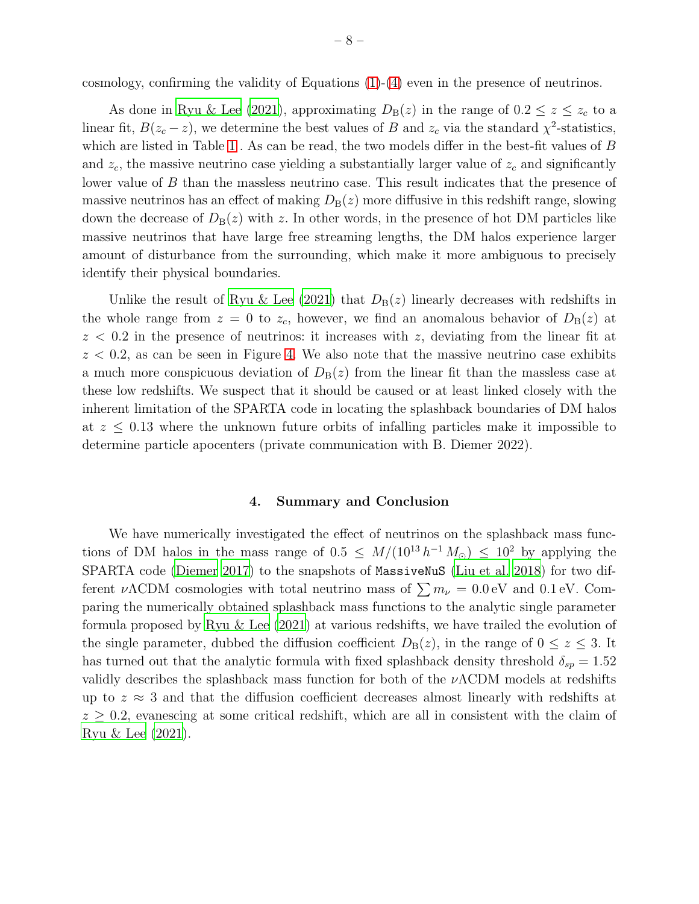cosmology, confirming the validity of Equations (1)-(4) even in the presence of neutrinos.

As done in Ryu & Lee (2021), approximating $D_{\rm B}(z)$ in the range of $0.2 \le z \le z_c$ to a linear fit, $B(z_c - z)$, we determine the best values of $B$ and $z_c$ via the standard $\chi^2$-statistics, which are listed in Table 1. As can be read, the two models differ in the best-fit values of $B$ and $z_c$, the massive neutrino case yielding a substantially larger value of $z_c$ and significantly lower value of $B$ than the massless neutrino case. This result indicates that the presence of massive neutrinos has an effect of making $D_{\rm B}(z)$ more diffusive in this redshift range, slowing down the decrease of $D_{\rm B}(z)$ with $z$. In other words, in the presence of hot DM particles like massive neutrinos that have large free streaming lengths, the DM halos experience larger amount of disturbance from the surrounding, which make it more ambiguous to precisely identify their physical boundaries.

Unlike the result of Ryu & Lee (2021) that $D_{\rm B}(z)$ linearly decreases with redshifts in the whole range from $z = 0$ to $z_c$, however, we find an anomalous behavior of $D_{\rm B}(z)$ at $z < 0.2$ in the presence of neutrinos: it increases with $z$, deviating from the linear fit at $z < 0.2$, as can be seen in Figure 4. We also note that the massive neutrino case exhibits a much more conspicuous deviation of $D_{\rm B}(z)$ from the linear fit than the massless case at these low redshifts. We suspect that it should be caused or at least linked closely with the inherent limitation of the SPARTA code in locating the splashback boundaries of DM halos at $z \le 0.13$ where the unknown future orbits of infalling particles make it impossible to determine particle apocenters (private communication with B. Diemer 2022).

## 4. Summary and Conclusion

We have numerically investigated the effect of neutrinos on the splashback mass functions of DM halos in the mass range of $0.5 \le M/(10^{13}\,h^{-1}\,M_{\odot}) \le 10^2$ by applying the SPARTA code (Diemer 2017) to the snapshots of `MassiveNuS` (Liu et al. 2018) for two different $\nu\Lambda$CDM cosmologies with total neutrino mass of $\sum m_\nu = 0.0\,$eV and $0.1\,$eV. Comparing the numerically obtained splashback mass functions to the analytic single parameter formula proposed by Ryu & Lee (2021) at various redshifts, we have trailed the evolution of the single parameter, dubbed the diffusion coefficient $D_{\rm B}(z)$, in the range of $0 \le z \le 3$. It has turned out that the analytic formula with fixed splashback density threshold $\delta_{sp} = 1.52$ validly describes the splashback mass function for both of the $\nu\Lambda$CDM models at redshifts up to $z \approx 3$ and that the diffusion coefficient decreases almost linearly with redshifts at $z \ge 0.2$, evanescing at some critical redshift, which are all in consistent with the claim of Ryu & Lee (2021).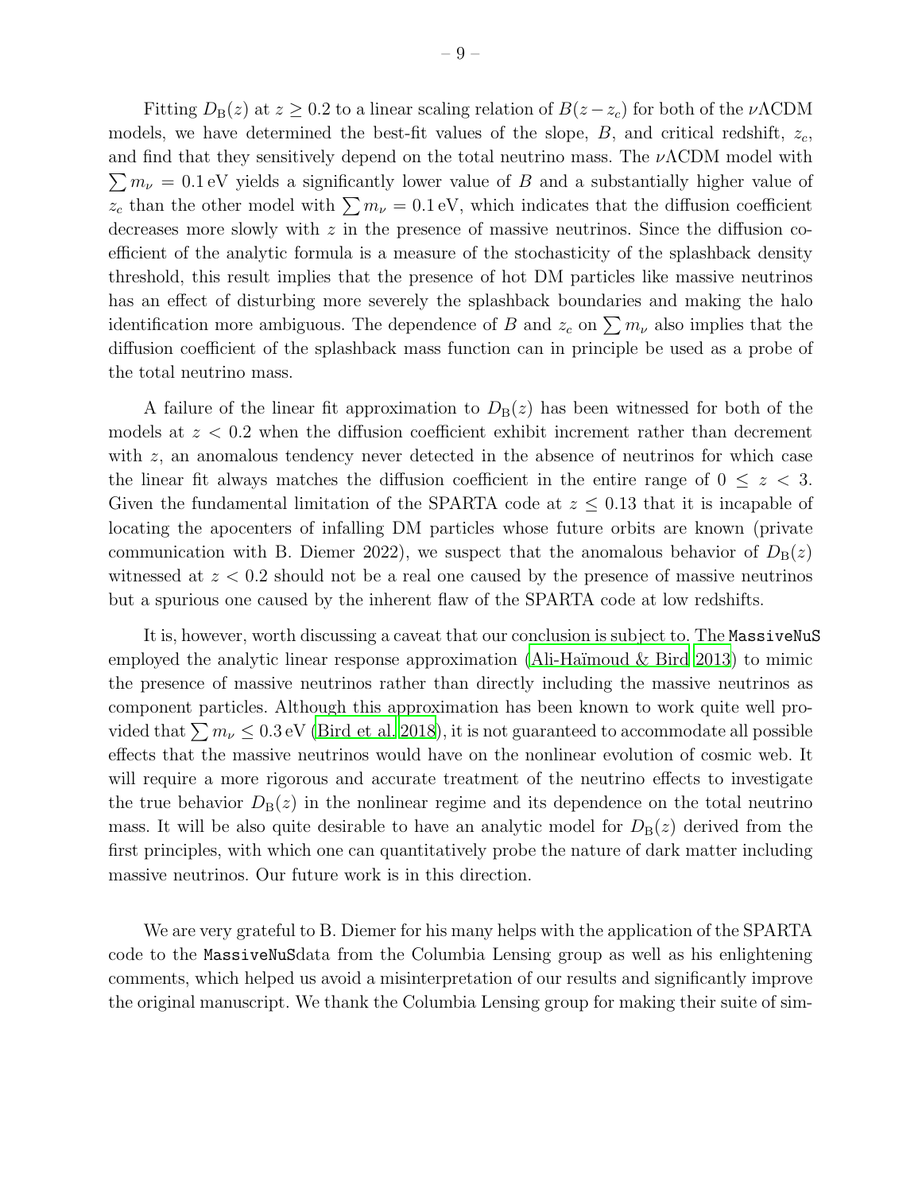Fitting $D_{\rm B}(z)$ at $z \geq 0.2$ to a linear scaling relation of $B(z - z_c)$ for both of the $\nu\Lambda$CDM models, we have determined the best-fit values of the slope, $B$, and critical redshift, $z_c$, and find that they sensitively depend on the total neutrino mass. The $\nu\Lambda$CDM model with $\sum m_\nu = 0.1\,\text{eV}$ yields a significantly lower value of $B$ and a substantially higher value of $z_c$ than the other model with $\sum m_\nu = 0.1\,\text{eV}$, which indicates that the diffusion coefficient decreases more slowly with $z$ in the presence of massive neutrinos. Since the diffusion coefficient of the analytic formula is a measure of the stochasticity of the splashback density threshold, this result implies that the presence of hot DM particles like massive neutrinos has an effect of disturbing more severely the splashback boundaries and making the halo identification more ambiguous. The dependence of $B$ and $z_c$ on $\sum m_\nu$ also implies that the diffusion coefficient of the splashback mass function can in principle be used as a probe of the total neutrino mass.

A failure of the linear fit approximation to $D_{\rm B}(z)$ has been witnessed for both of the models at $z < 0.2$ when the diffusion coefficient exhibit increment rather than decrement with $z$, an anomalous tendency never detected in the absence of neutrinos for which case the linear fit always matches the diffusion coefficient in the entire range of $0 \leq z < 3$. Given the fundamental limitation of the SPARTA code at $z \leq 0.13$ that it is incapable of locating the apocenters of infalling DM particles whose future orbits are known (private communication with B. Diemer 2022), we suspect that the anomalous behavior of $D_{\rm B}(z)$ witnessed at $z < 0.2$ should not be a real one caused by the presence of massive neutrinos but a spurious one caused by the inherent flaw of the SPARTA code at low redshifts.

It is, however, worth discussing a caveat that our conclusion is subject to. The `MassiveNuS` employed the analytic linear response approximation (Ali-Haïmoud & Bird 2013) to mimic the presence of massive neutrinos rather than directly including the massive neutrinos as component particles. Although this approximation has been known to work quite well provided that $\sum m_\nu \leq 0.3\,\text{eV}$ (Bird et al. 2018), it is not guaranteed to accommodate all possible effects that the massive neutrinos would have on the nonlinear evolution of cosmic web. It will require a more rigorous and accurate treatment of the neutrino effects to investigate the true behavior $D_{\rm B}(z)$ in the nonlinear regime and its dependence on the total neutrino mass. It will be also quite desirable to have an analytic model for $D_{\rm B}(z)$ derived from the first principles, with which one can quantitatively probe the nature of dark matter including massive neutrinos. Our future work is in this direction.

We are very grateful to B. Diemer for his many helps with the application of the SPARTA code to the `MassiveNuS`data from the Columbia Lensing group as well as his enlightening comments, which helped us avoid a misinterpretation of our results and significantly improve the original manuscript. We thank the Columbia Lensing group for making their suite of sim-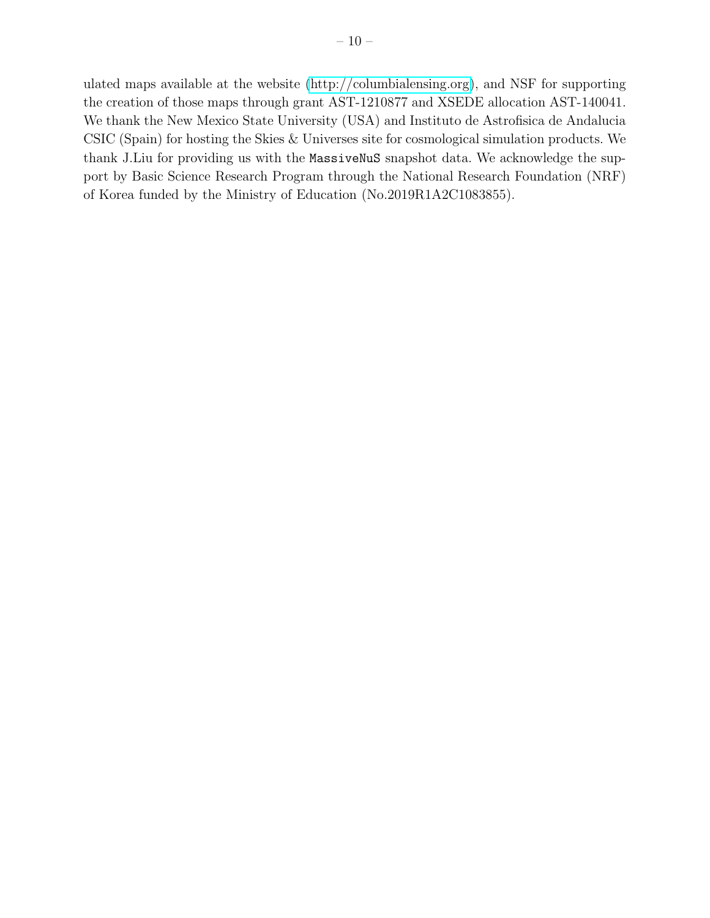ulated maps available at the website (http://columbialensing.org), and NSF for supporting the creation of those maps through grant AST-1210877 and XSEDE allocation AST-140041. We thank the New Mexico State University (USA) and Instituto de Astrofisica de Andalucia CSIC (Spain) for hosting the Skies & Universes site for cosmological simulation products. We thank J.Liu for providing us with the `MassiveNuS` snapshot data. We acknowledge the support by Basic Science Research Program through the National Research Foundation (NRF) of Korea funded by the Ministry of Education (No.2019R1A2C1083855).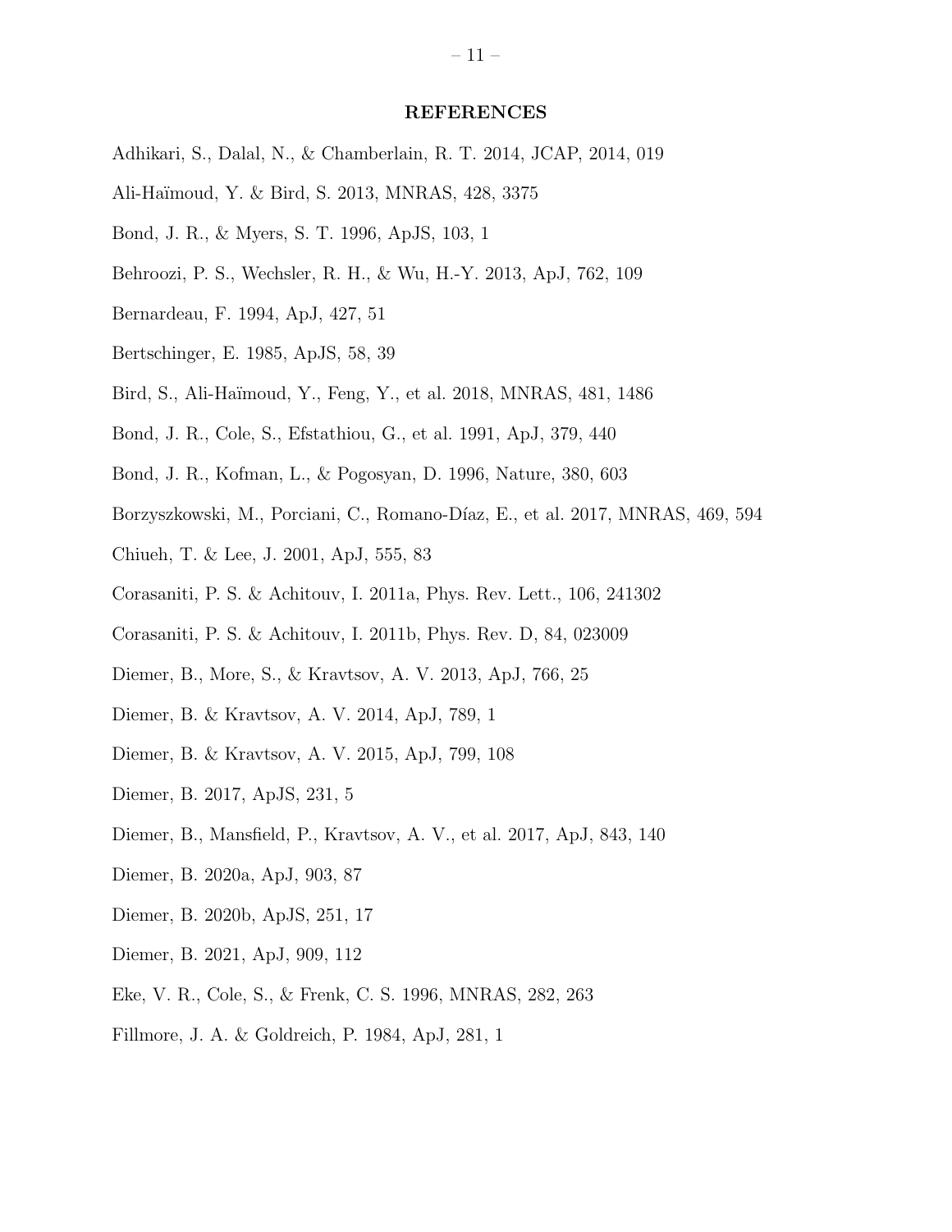## REFERENCES

Adhikari, S., Dalal, N., & Chamberlain, R. T. 2014, JCAP, 2014, 019

Ali-Haïmoud, Y. & Bird, S. 2013, MNRAS, 428, 3375

Bond, J. R., & Myers, S. T. 1996, ApJS, 103, 1

Behroozi, P. S., Wechsler, R. H., & Wu, H.-Y. 2013, ApJ, 762, 109

Bernardeau, F. 1994, ApJ, 427, 51

Bertschinger, E. 1985, ApJS, 58, 39

Bird, S., Ali-Haïmoud, Y., Feng, Y., et al. 2018, MNRAS, 481, 1486

Bond, J. R., Cole, S., Efstathiou, G., et al. 1991, ApJ, 379, 440

Bond, J. R., Kofman, L., & Pogosyan, D. 1996, Nature, 380, 603

Borzyszkowski, M., Porciani, C., Romano-Díaz, E., et al. 2017, MNRAS, 469, 594

Chiueh, T. & Lee, J. 2001, ApJ, 555, 83

Corasaniti, P. S. & Achitouv, I. 2011a, Phys. Rev. Lett., 106, 241302

Corasaniti, P. S. & Achitouv, I. 2011b, Phys. Rev. D, 84, 023009

Diemer, B., More, S., & Kravtsov, A. V. 2013, ApJ, 766, 25

Diemer, B. & Kravtsov, A. V. 2014, ApJ, 789, 1

Diemer, B. & Kravtsov, A. V. 2015, ApJ, 799, 108

Diemer, B. 2017, ApJS, 231, 5

Diemer, B., Mansfield, P., Kravtsov, A. V., et al. 2017, ApJ, 843, 140

Diemer, B. 2020a, ApJ, 903, 87

Diemer, B. 2020b, ApJS, 251, 17

Diemer, B. 2021, ApJ, 909, 112

Eke, V. R., Cole, S., & Frenk, C. S. 1996, MNRAS, 282, 263

Fillmore, J. A. & Goldreich, P. 1984, ApJ, 281, 1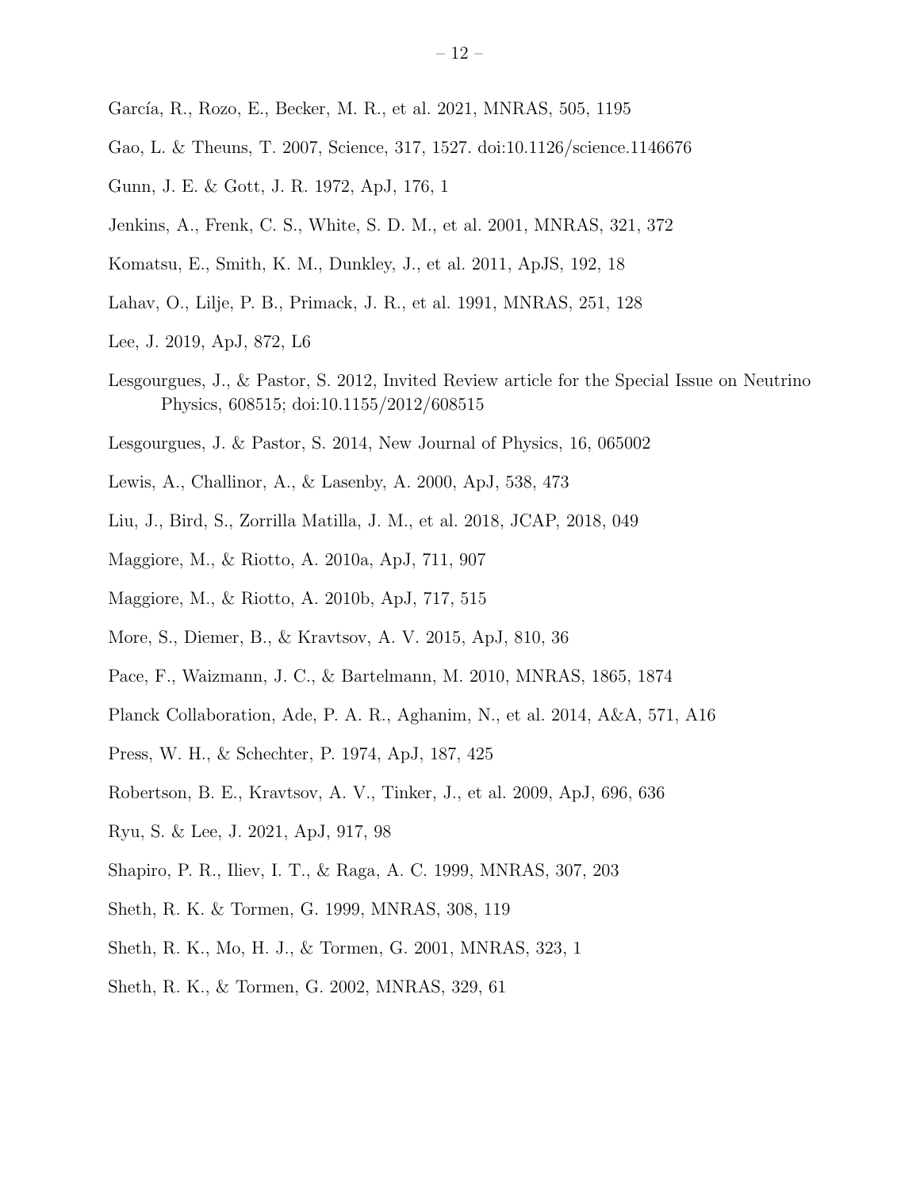García, R., Rozo, E., Becker, M. R., et al. 2021, MNRAS, 505, 1195

Gao, L. & Theuns, T. 2007, Science, 317, 1527. doi:10.1126/science.1146676

Gunn, J. E. & Gott, J. R. 1972, ApJ, 176, 1

Jenkins, A., Frenk, C. S., White, S. D. M., et al. 2001, MNRAS, 321, 372

Komatsu, E., Smith, K. M., Dunkley, J., et al. 2011, ApJS, 192, 18

Lahav, O., Lilje, P. B., Primack, J. R., et al. 1991, MNRAS, 251, 128

Lee, J. 2019, ApJ, 872, L6

Lesgourgues, J., & Pastor, S. 2012, Invited Review article for the Special Issue on Neutrino Physics, 608515; doi:10.1155/2012/608515

Lesgourgues, J. & Pastor, S. 2014, New Journal of Physics, 16, 065002

Lewis, A., Challinor, A., & Lasenby, A. 2000, ApJ, 538, 473

Liu, J., Bird, S., Zorrilla Matilla, J. M., et al. 2018, JCAP, 2018, 049

Maggiore, M., & Riotto, A. 2010a, ApJ, 711, 907

Maggiore, M., & Riotto, A. 2010b, ApJ, 717, 515

More, S., Diemer, B., & Kravtsov, A. V. 2015, ApJ, 810, 36

Pace, F., Waizmann, J. C., & Bartelmann, M. 2010, MNRAS, 1865, 1874

Planck Collaboration, Ade, P. A. R., Aghanim, N., et al. 2014, A&A, 571, A16

Press, W. H., & Schechter, P. 1974, ApJ, 187, 425

Robertson, B. E., Kravtsov, A. V., Tinker, J., et al. 2009, ApJ, 696, 636

Ryu, S. & Lee, J. 2021, ApJ, 917, 98

Shapiro, P. R., Iliev, I. T., & Raga, A. C. 1999, MNRAS, 307, 203

Sheth, R. K. & Tormen, G. 1999, MNRAS, 308, 119

Sheth, R. K., Mo, H. J., & Tormen, G. 2001, MNRAS, 323, 1

Sheth, R. K., & Tormen, G. 2002, MNRAS, 329, 61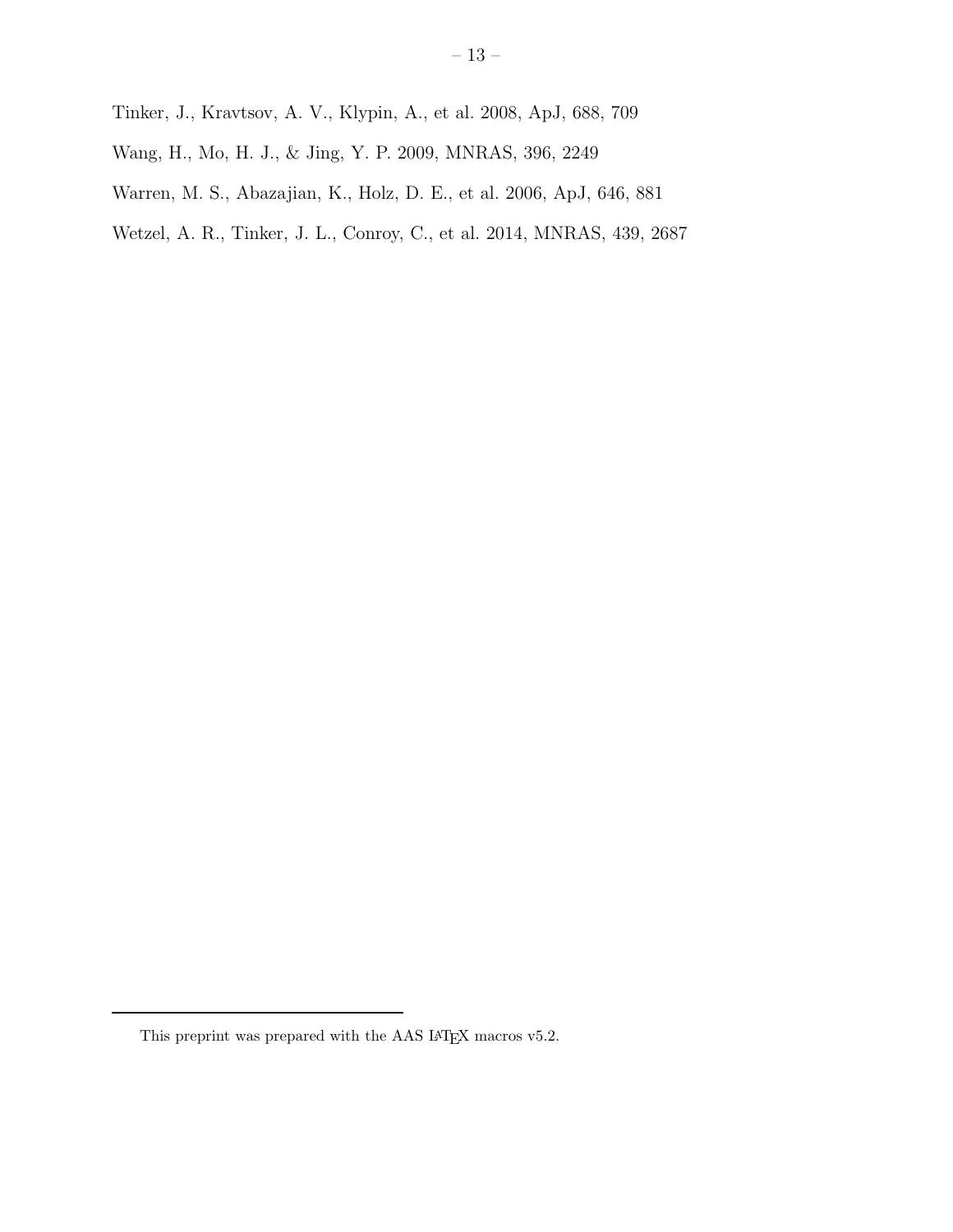Tinker, J., Kravtsov, A. V., Klypin, A., et al. 2008, ApJ, 688, 709

Wang, H., Mo, H. J., & Jing, Y. P. 2009, MNRAS, 396, 2249

Warren, M. S., Abazajian, K., Holz, D. E., et al. 2006, ApJ, 646, 881

Wetzel, A. R., Tinker, J. L., Conroy, C., et al. 2014, MNRAS, 439, 2687

---

This preprint was prepared with the AAS LaTeX macros v5.2.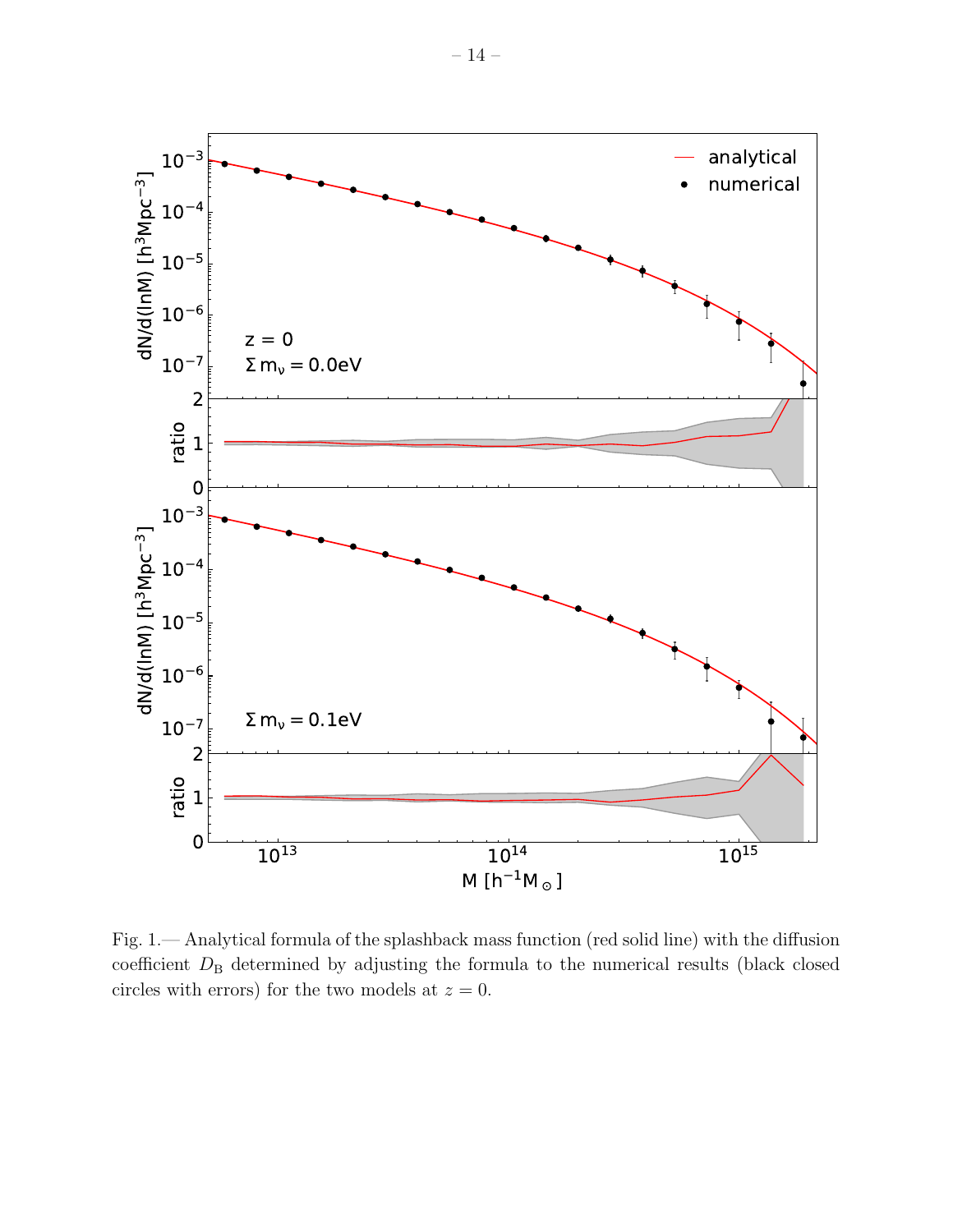Fig. 1.— Analytical formula of the splashback mass function (red solid line) with the diffusion coefficient $D_{\rm B}$ determined by adjusting the formula to the numerical results (black closed circles with errors) for the two models at $z = 0$.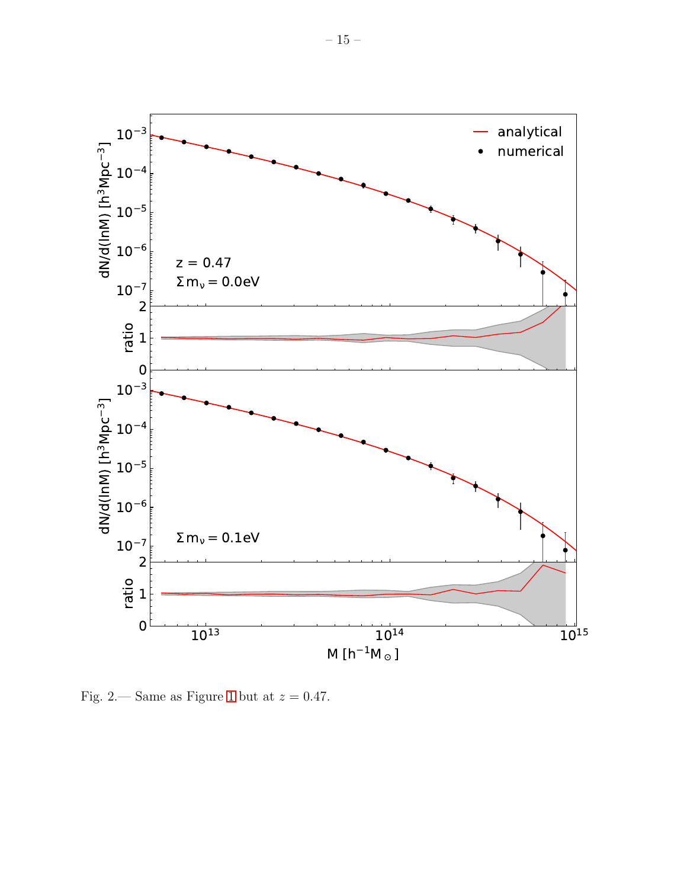Fig. 2.— Same as Figure 1 but at $z = 0.47$.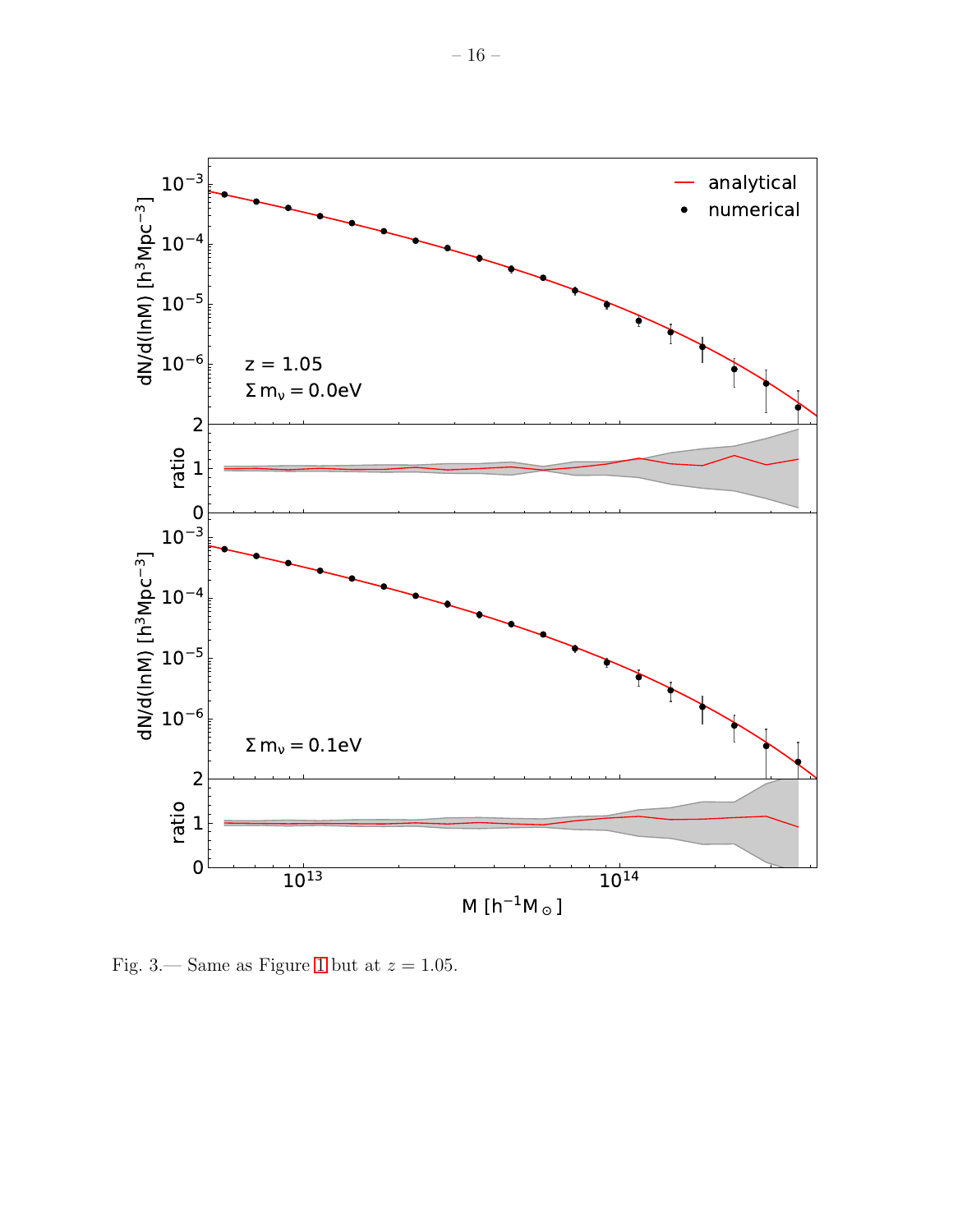Fig. 3.— Same as Figure 1 but at $z = 1.05$.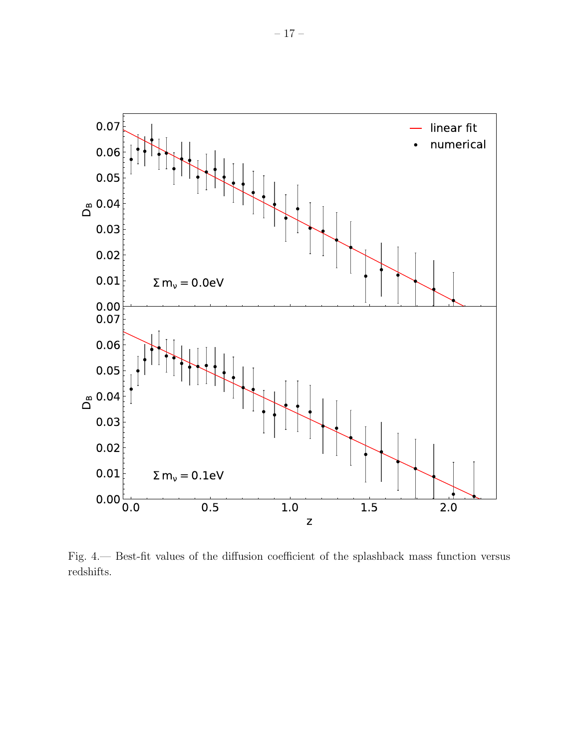Fig. 4.— Best-fit values of the diffusion coefficient of the splashback mass function versus redshifts.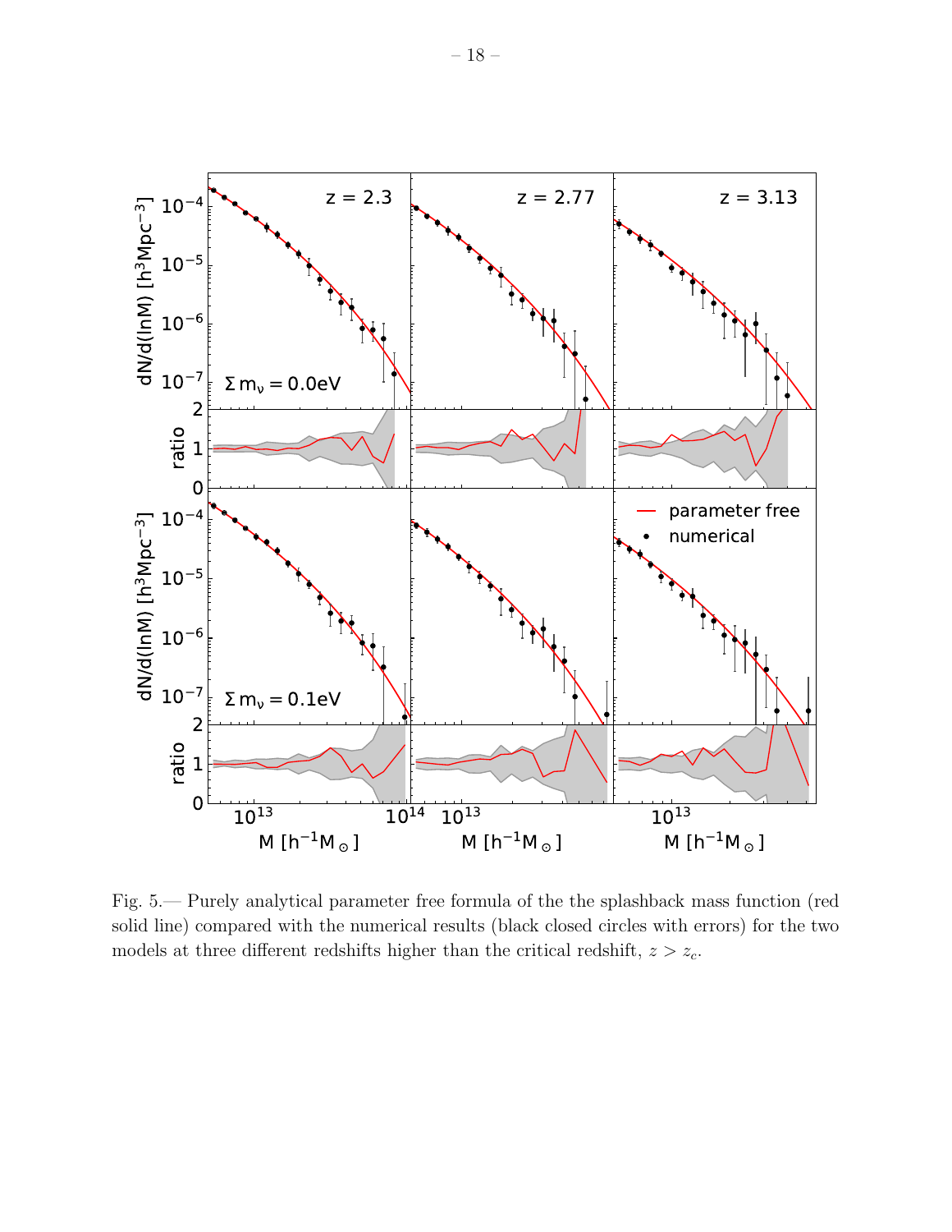Fig. 5.— Purely analytical parameter free formula of the the splashback mass function (red solid line) compared with the numerical results (black closed circles with errors) for the two models at three different redshifts higher than the critical redshift, $z > z_c$.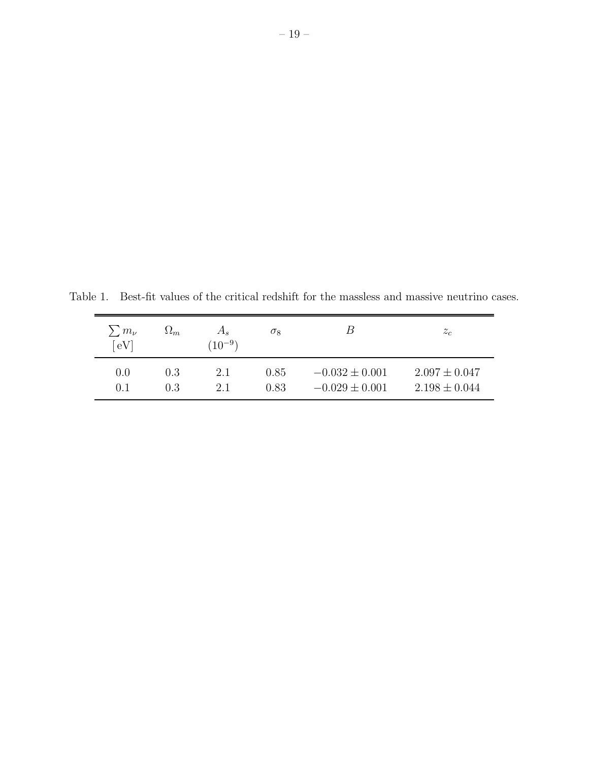Table 1. Best-fit values of the critical redshift for the massless and massive neutrino cases.

| $\sum m_\nu$ [eV] | $\Omega_m$ | $A_s$ $(10^{-9})$ | $\sigma_8$ | $B$ | $z_c$ |
|---|---|---|---|---|---|
| 0.0 | 0.3 | 2.1 | 0.85 | $-0.032 \pm 0.001$ | $2.097 \pm 0.047$ |
| 0.1 | 0.3 | 2.1 | 0.83 | $-0.029 \pm 0.001$ | $2.198 \pm 0.044$ |